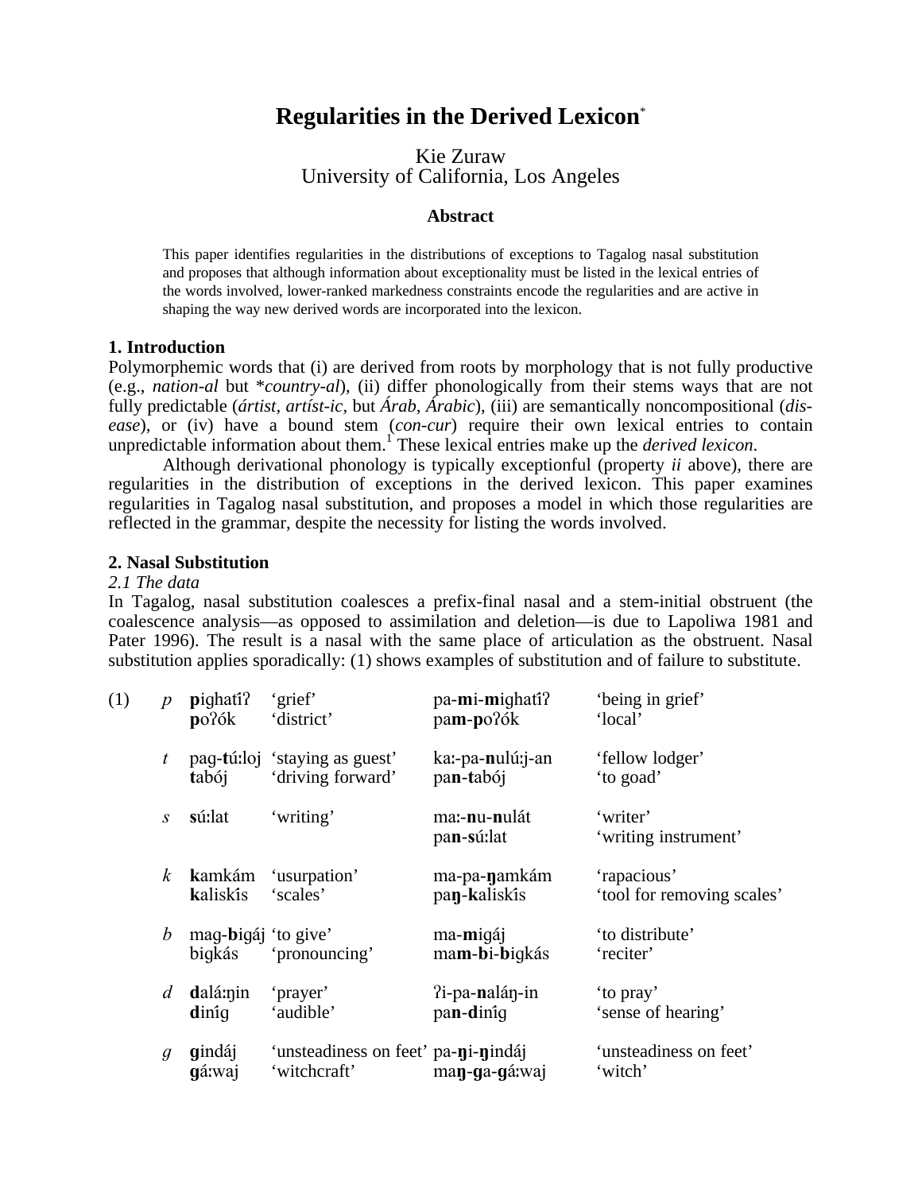# Regularities in the Derived Lexicon[*]

Kie Zuraw
University of California, Los Angeles

### Abstract

This paper identifies regularities in the distributions of exceptions to Tagalog nasal substitution and proposes that although information about exceptionality must be listed in the lexical entries of the words involved, lower-ranked markedness constraints encode the regularities and are active in shaping the way new derived words are incorporated into the lexicon.

## 1. Introduction

Polymorphemic words that (i) are derived from roots by morphology that is not fully productive (e.g., *nation-al* but *\*country-al*), (ii) differ phonologically from their stems ways that are not fully predictable (*ártist, artíst-ic*, but *Árab, Árabic*), (iii) are semantically noncompositional (*dis-ease*), or (iv) have a bound stem (*con-cur*) require their own lexical entries to contain unpredictable information about them.[1] These lexical entries make up the *derived lexicon*.

Although derivational phonology is typically exceptionful (property *ii* above), there are regularities in the distribution of exceptions in the derived lexicon. This paper examines regularities in Tagalog nasal substitution, and proposes a model in which those regularities are reflected in the grammar, despite the necessity for listing the words involved.

## 2. Nasal Substitution

### *2.1 The data*

In Tagalog, nasal substitution coalesces a prefix-final nasal and a stem-initial obstruent (the coalescence analysis—as opposed to assimilation and deletion—is due to Lapoliwa 1981 and Pater 1996). The result is a nasal with the same place of articulation as the obstruent. Nasal substitution applies sporadically: (1) shows examples of substitution and of failure to substitute.

| (1) | | | | | |
|---|---|---|---|---|---|
| | *p* | **p**ighatíʔ | 'grief' | pa-**m**i-**m**ighatíʔ | 'being in grief' |
| | | **p**oʔók | 'district' | pa**m**-**p**oʔók | 'local' |
| | *t* | pag-**t**úːloj | 'staying as guest' | kaː-pa-**n**ulúːj-an | 'fellow lodger' |
| | | **t**abój | 'driving forward' | pa**n**-**t**abój | 'to goad' |
| | *s* | **s**úːlat | 'writing' | maː-**n**u-**n**ulát | 'writer' |
| | | | | pa**n**-**s**úːlat | 'writing instrument' |
| | *k* | **k**amkám | 'usurpation' | ma-pa-**ŋ**amkám | 'rapacious' |
| | | **k**aliskís | 'scales' | pa**ŋ**-**k**aliskís | 'tool for removing scales' |
| | *b* | mag-**b**igáj | 'to give' | ma-**m**igáj | 'to distribute' |
| | | bigkás | 'pronouncing' | ma**m**-**b**i-**b**igkás | 'reciter' |
| | *d* | **d**aláːŋin | 'prayer' | ʔi-pa-**n**aláŋ-in | 'to pray' |
| | | **d**iníg | 'audible' | pa**n**-**d**iníg | 'sense of hearing' |
| | *g* | **g**indáj | 'unsteadiness on feet' | pa-**ŋ**i-**ŋ**indáj | 'unsteadiness on feet' |
| | | **g**áːwaj | 'witchcraft' | ma**ŋ**-**g**a-**g**áːwaj | 'witch' |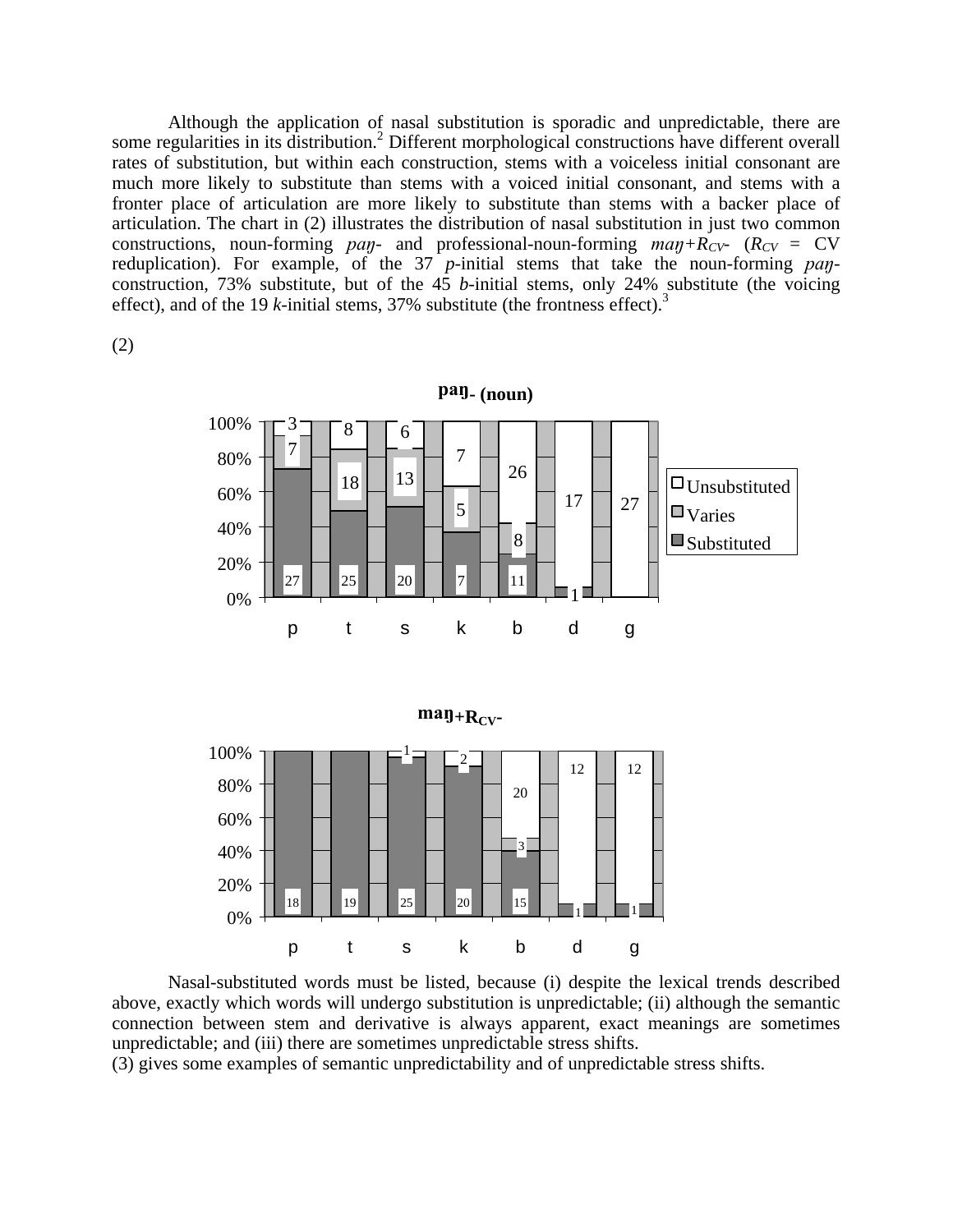Although the application of nasal substitution is sporadic and unpredictable, there are some regularities in its distribution.[2] Different morphological constructions have different overall rates of substitution, but within each construction, stems with a voiceless initial consonant are much more likely to substitute than stems with a voiced initial consonant, and stems with a fronter place of articulation are more likely to substitute than stems with a backer place of articulation. The chart in (2) illustrates the distribution of nasal substitution in just two common constructions, noun-forming *paŋ-* and professional-noun-forming *maŋ+R$_{CV}$-* ($R_{CV}$ = CV reduplication). For example, of the 37 *p*-initial stems that take the noun-forming *paŋ-* construction, 73% substitute, but of the 45 *b*-initial stems, only 24% substitute (the voicing effect), and of the 19 *k*-initial stems, 37% substitute (the frontness effect).[3]

(2)

**paŋ- (noun)**

| | p | t | s | k | b | d | g |
|---|---|---|---|---|---|---|---|
| Unsubstituted | 3 | 8 | 6 | 7 | 26 | 17 | 27 |
| Varies | 7 | 18 | 13 | 5 | 8 | | |
| Substituted | 27 | 25 | 20 | 7 | 11 | 1 | |

**maŋ+R$_{CV}$-**

| | p | t | s | k | b | d | g |
|---|---|---|---|---|---|---|---|
| Unsubstituted | | | 1 | 2 | 20 | 12 | 12 |
| Varies | | | | | 3 | | |
| Substituted | 18 | 19 | 25 | 20 | 15 | 1 | 1 |

Nasal-substituted words must be listed, because (i) despite the lexical trends described above, exactly which words will undergo substitution is unpredictable; (ii) although the semantic connection between stem and derivative is always apparent, exact meanings are sometimes unpredictable; and (iii) there are sometimes unpredictable stress shifts.
(3) gives some examples of semantic unpredictability and of unpredictable stress shifts.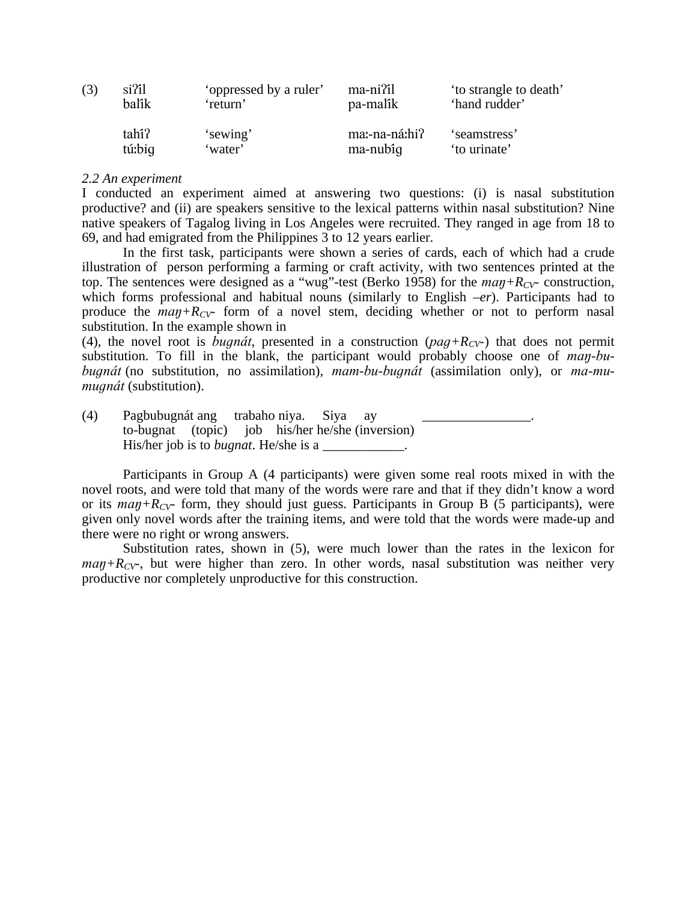(3)

| | | | |
|---|---|---|---|
| siʔíl | 'oppressed by a ruler' | ma-niʔíl | 'to strangle to death' |
| balík | 'return' | pa-malík | 'hand rudder' |
| tahíʔ | 'sewing' | maː-na-náːhiʔ | 'seamstress' |
| túːbig | 'water' | ma-nubíg | 'to urinate' |

*2.2 An experiment*

I conducted an experiment aimed at answering two questions: (i) is nasal substitution productive? and (ii) are speakers sensitive to the lexical patterns within nasal substitution? Nine native speakers of Tagalog living in Los Angeles were recruited. They ranged in age from 18 to 69, and had emigrated from the Philippines 3 to 12 years earlier.

In the first task, participants were shown a series of cards, each of which had a crude illustration of person performing a farming or craft activity, with two sentences printed at the top. The sentences were designed as a "wug"-test (Berko 1958) for the *maŋ+*$R_{CV}$- construction, which forms professional and habitual nouns (similarly to English *–er*). Participants had to produce the *maŋ+*$R_{CV}$- form of a novel stem, deciding whether or not to perform nasal substitution. In the example shown in (4), the novel root is *bugnát*, presented in a construction (*pag+*$R_{CV}$-) that does not permit substitution. To fill in the blank, the participant would probably choose one of *maŋ-bu-bugnát* (no substitution, no assimilation), *mam-bu-bugnát* (assimilation only), or *ma-mu-mugnát* (substitution).

(4) Pagbubugnát ang trabaho niya. Siya ay \_\_\_\_\_\_\_\_\_\_\_\_\_\_\_\_.
to-bugnat (topic) job his/her he/she (inversion)
His/her job is to *bugnat*. He/she is a \_\_\_\_\_\_\_\_\_\_\_\_.

Participants in Group A (4 participants) were given some real roots mixed in with the novel roots, and were told that many of the words were rare and that if they didn't know a word or its *maŋ+*$R_{CV}$- form, they should just guess. Participants in Group B (5 participants), were given only novel words after the training items, and were told that the words were made-up and there were no right or wrong answers.

Substitution rates, shown in (5), were much lower than the rates in the lexicon for *maŋ+*$R_{CV}$-, but were higher than zero. In other words, nasal substitution was neither very productive nor completely unproductive for this construction.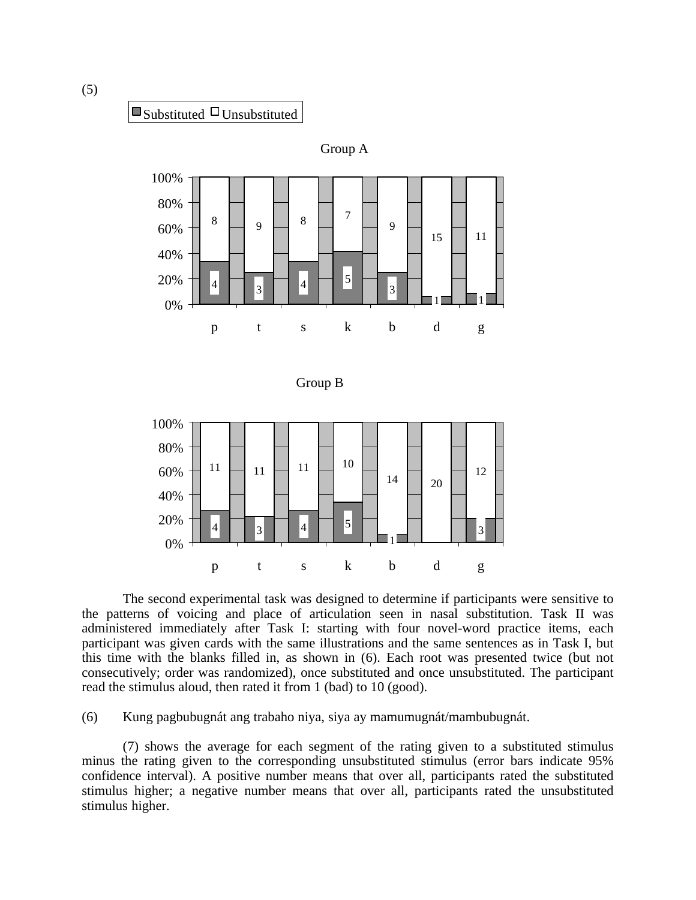(5)

Substituted / Unsubstituted

Group A

| | p | t | s | k | b | d | g |
|---|---|---|---|---|---|---|---|
| Substituted | 4 | 3 | 4 | 5 | 3 | 1 | 1 |
| Unsubstituted | 8 | 9 | 8 | 7 | 9 | 15 | 11 |

Group B

| | p | t | s | k | b | d | g |
|---|---|---|---|---|---|---|---|
| Substituted | 4 | 3 | 4 | 5 | 1 | | 3 |
| Unsubstituted | 11 | 11 | 11 | 10 | 14 | 20 | 12 |

The second experimental task was designed to determine if participants were sensitive to the patterns of voicing and place of articulation seen in nasal substitution. Task II was administered immediately after Task I: starting with four novel-word practice items, each participant was given cards with the same illustrations and the same sentences as in Task I, but this time with the blanks filled in, as shown in (6). Each root was presented twice (but not consecutively; order was randomized), once substituted and once unsubstituted. The participant read the stimulus aloud, then rated it from 1 (bad) to 10 (good).

(6) Kung pagbubugnát ang trabaho niya, siya ay mamumugnát/mambubugnát.

(7) shows the average for each segment of the rating given to a substituted stimulus minus the rating given to the corresponding unsubstituted stimulus (error bars indicate 95% confidence interval). A positive number means that over all, participants rated the substituted stimulus higher; a negative number means that over all, participants rated the unsubstituted stimulus higher.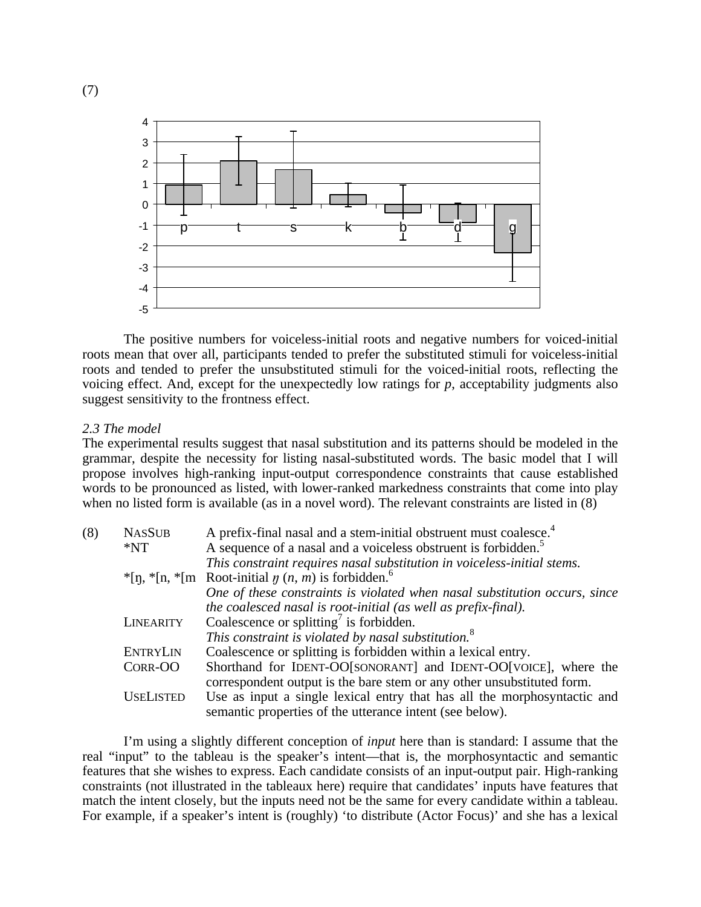(7)

The positive numbers for voiceless-initial roots and negative numbers for voiced-initial roots mean that over all, participants tended to prefer the substituted stimuli for voiceless-initial roots and tended to prefer the unsubstituted stimuli for the voiced-initial roots, reflecting the voicing effect. And, except for the unexpectedly low ratings for *p*, acceptability judgments also suggest sensitivity to the frontness effect.

*2.3 The model*

The experimental results suggest that nasal substitution and its patterns should be modeled in the grammar, despite the necessity for listing nasal-substituted words. The basic model that I will propose involves high-ranking input-output correspondence constraints that cause established words to be pronounced as listed, with lower-ranked markedness constraints that come into play when no listed form is available (as in a novel word). The relevant constraints are listed in (8)

(8)

| | |
|---|---|
| NASSUB | A prefix-final nasal and a stem-initial obstruent must coalesce.[4] |
| *NT | A sequence of a nasal and a voiceless obstruent is forbidden.[5] *This constraint requires nasal substitution in voiceless-initial stems.* |
| *[ŋ, *[n, *[m | Root-initial *ŋ* (*n*, *m*) is forbidden.[6] *One of these constraints is violated when nasal substitution occurs, since the coalesced nasal is root-initial (as well as prefix-final).* |
| LINEARITY | Coalescence or splitting[7] is forbidden. *This constraint is violated by nasal substitution.*[8] |
| ENTRYLIN | Coalescence or splitting is forbidden within a lexical entry. |
| CORR-OO | Shorthand for IDENT-OO[SONORANT] and IDENT-OO[VOICE], where the correspondent output is the bare stem or any other unsubstituted form. |
| USELISTED | Use as input a single lexical entry that has all the morphosyntactic and semantic properties of the utterance intent (see below). |

I'm using a slightly different conception of *input* here than is standard: I assume that the real "input" to the tableau is the speaker's intent—that is, the morphosyntactic and semantic features that she wishes to express. Each candidate consists of an input-output pair. High-ranking constraints (not illustrated in the tableaux here) require that candidates' inputs have features that match the intent closely, but the inputs need not be the same for every candidate within a tableau. For example, if a speaker's intent is (roughly) 'to distribute (Actor Focus)' and she has a lexical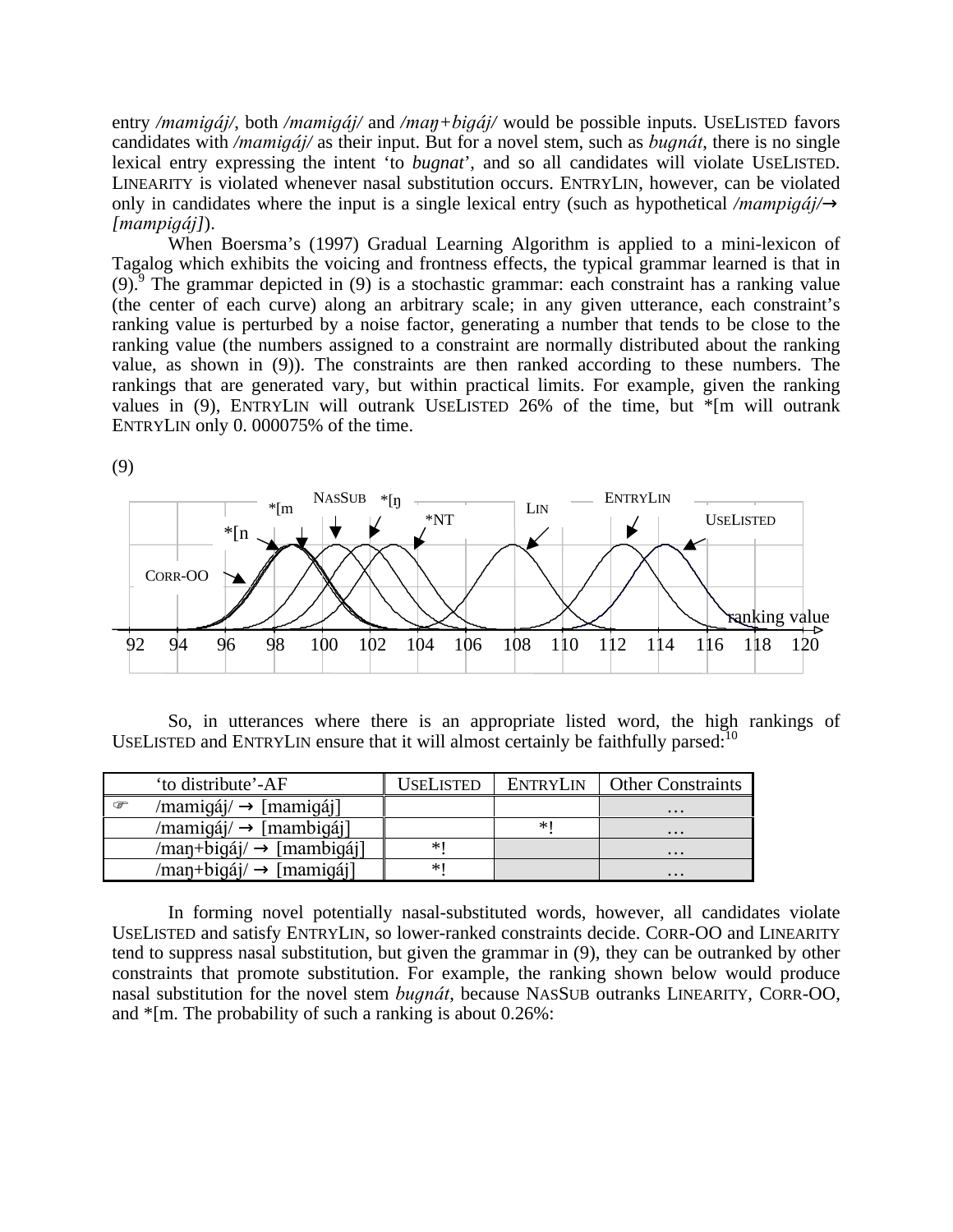entry */mamigáj/*, both */mamigáj/* and */maŋ+bigáj/* would be possible inputs. USELISTED favors candidates with */mamigáj/* as their input. But for a novel stem, such as *bugnát*, there is no single lexical entry expressing the intent 'to *bugnat*', and so all candidates will violate USELISTED. LINEARITY is violated whenever nasal substitution occurs. ENTRYLIN, however, can be violated only in candidates where the input is a single lexical entry (such as hypothetical */mampigáj/→ [mampigáj]*).

When Boersma's (1997) Gradual Learning Algorithm is applied to a mini-lexicon of Tagalog which exhibits the voicing and frontness effects, the typical grammar learned is that in (9).[9] The grammar depicted in (9) is a stochastic grammar: each constraint has a ranking value (the center of each curve) along an arbitrary scale; in any given utterance, each constraint's ranking value is perturbed by a noise factor, generating a number that tends to be close to the ranking value (the numbers assigned to a constraint are normally distributed about the ranking value, as shown in (9)). The constraints are then ranked according to these numbers. The rankings that are generated vary, but within practical limits. For example, given the ranking values in (9), ENTRYLIN will outrank USELISTED 26% of the time, but *[m will outrank ENTRYLIN only 0. 000075% of the time.

(9)

So, in utterances where there is an appropriate listed word, the high rankings of USELISTED and ENTRYLIN ensure that it will almost certainly be faithfully parsed:[10]

| 'to distribute'-AF | USELISTED | ENTRYLIN | Other Constraints |
|---|---|---|---|
| ☞ /mamigáj/ → [mamigáj] | | | … |
| /mamigáj/ → [mambigáj] | | *! | … |
| /maŋ+bigáj/ → [mambigáj] | *! | | … |
| /maŋ+bigáj/ → [mamigáj] | *! | | … |

In forming novel potentially nasal-substituted words, however, all candidates violate USELISTED and satisfy ENTRYLIN, so lower-ranked constraints decide. CORR-OO and LINEARITY tend to suppress nasal substitution, but given the grammar in (9), they can be outranked by other constraints that promote substitution. For example, the ranking shown below would produce nasal substitution for the novel stem *bugnát*, because NASSUB outranks LINEARITY, CORR-OO, and *[m. The probability of such a ranking is about 0.26%: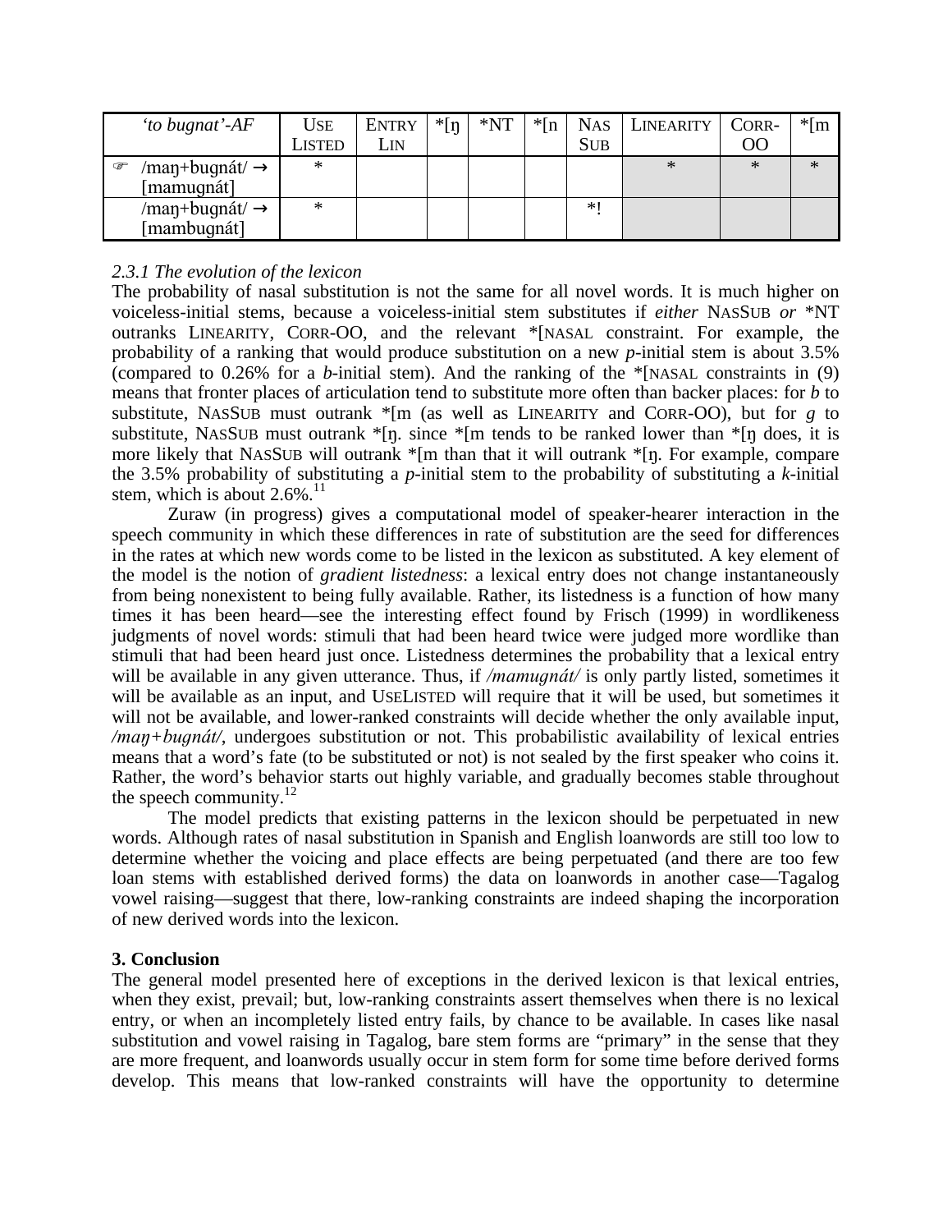| *'to bugnat'-AF* | USE LISTED | ENTRY LIN | *[ŋ | *NT | *[n | NAS SUB | LINEARITY | CORR-OO | *[m |
|---|---|---|---|---|---|---|---|---|---|
| ☞ /maŋ+bugnát/ → [mamugnát] | * | | | | | | * | * | * |
| /maŋ+bugnát/ → [mambugnát] | * | | | | | *! | | | |

*2.3.1 The evolution of the lexicon*

The probability of nasal substitution is not the same for all novel words. It is much higher on voiceless-initial stems, because a voiceless-initial stem substitutes if *either* NASSUB *or* *NT outranks LINEARITY, CORR-OO, and the relevant *[NASAL constraint. For example, the probability of a ranking that would produce substitution on a new *p*-initial stem is about 3.5% (compared to 0.26% for a *b*-initial stem). And the ranking of the *[NASAL constraints in (9) means that fronter places of articulation tend to substitute more often than backer places: for *b* to substitute, NASSUB must outrank *[m (as well as LINEARITY and CORR-OO), but for *g* to substitute, NASSUB must outrank *[ŋ. since *[m tends to be ranked lower than *[ŋ does, it is more likely that NASSUB will outrank *[m than that it will outrank *[ŋ. For example, compare the 3.5% probability of substituting a *p*-initial stem to the probability of substituting a *k*-initial stem, which is about 2.6%.[11]

Zuraw (in progress) gives a computational model of speaker-hearer interaction in the speech community in which these differences in rate of substitution are the seed for differences in the rates at which new words come to be listed in the lexicon as substituted. A key element of the model is the notion of *gradient listedness*: a lexical entry does not change instantaneously from being nonexistent to being fully available. Rather, its listedness is a function of how many times it has been heard—see the interesting effect found by Frisch (1999) in wordlikeness judgments of novel words: stimuli that had been heard twice were judged more wordlike than stimuli that had been heard just once. Listedness determines the probability that a lexical entry will be available in any given utterance. Thus, if */mamugnát/* is only partly listed, sometimes it will be available as an input, and USELISTED will require that it will be used, but sometimes it will not be available, and lower-ranked constraints will decide whether the only available input, */maŋ+bugnát/*, undergoes substitution or not. This probabilistic availability of lexical entries means that a word's fate (to be substituted or not) is not sealed by the first speaker who coins it. Rather, the word's behavior starts out highly variable, and gradually becomes stable throughout the speech community.[12]

The model predicts that existing patterns in the lexicon should be perpetuated in new words. Although rates of nasal substitution in Spanish and English loanwords are still too low to determine whether the voicing and place effects are being perpetuated (and there are too few loan stems with established derived forms) the data on loanwords in another case—Tagalog vowel raising—suggest that there, low-ranking constraints are indeed shaping the incorporation of new derived words into the lexicon.

**3. Conclusion**

The general model presented here of exceptions in the derived lexicon is that lexical entries, when they exist, prevail; but, low-ranking constraints assert themselves when there is no lexical entry, or when an incompletely listed entry fails, by chance to be available. In cases like nasal substitution and vowel raising in Tagalog, bare stem forms are "primary" in the sense that they are more frequent, and loanwords usually occur in stem form for some time before derived forms develop. This means that low-ranked constraints will have the opportunity to determine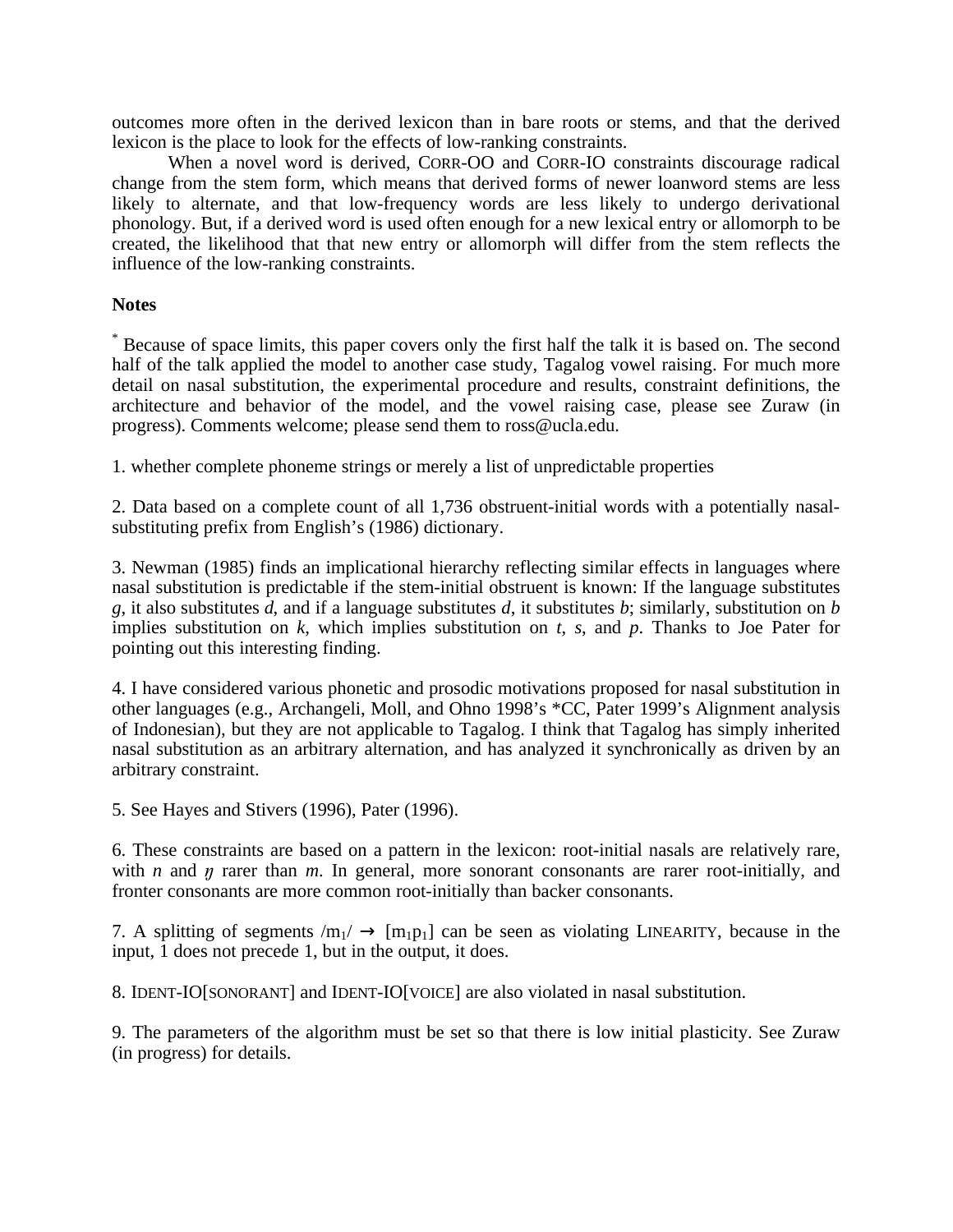outcomes more often in the derived lexicon than in bare roots or stems, and that the derived lexicon is the place to look for the effects of low-ranking constraints.

When a novel word is derived, CORR-OO and CORR-IO constraints discourage radical change from the stem form, which means that derived forms of newer loanword stems are less likely to alternate, and that low-frequency words are less likely to undergo derivational phonology. But, if a derived word is used often enough for a new lexical entry or allomorph to be created, the likelihood that that new entry or allomorph will differ from the stem reflects the influence of the low-ranking constraints.

**Notes**

* Because of space limits, this paper covers only the first half the talk it is based on. The second half of the talk applied the model to another case study, Tagalog vowel raising. For much more detail on nasal substitution, the experimental procedure and results, constraint definitions, the architecture and behavior of the model, and the vowel raising case, please see Zuraw (in progress). Comments welcome; please send them to ross@ucla.edu.

1. whether complete phoneme strings or merely a list of unpredictable properties

2. Data based on a complete count of all 1,736 obstruent-initial words with a potentially nasal-substituting prefix from English's (1986) dictionary.

3. Newman (1985) finds an implicational hierarchy reflecting similar effects in languages where nasal substitution is predictable if the stem-initial obstruent is known: If the language substitutes *g*, it also substitutes *d*, and if a language substitutes *d*, it substitutes *b*; similarly, substitution on *b* implies substitution on *k*, which implies substitution on *t*, *s*, and *p*. Thanks to Joe Pater for pointing out this interesting finding.

4. I have considered various phonetic and prosodic motivations proposed for nasal substitution in other languages (e.g., Archangeli, Moll, and Ohno 1998's *CC, Pater 1999's Alignment analysis of Indonesian), but they are not applicable to Tagalog. I think that Tagalog has simply inherited nasal substitution as an arbitrary alternation, and has analyzed it synchronically as driven by an arbitrary constraint.

5. See Hayes and Stivers (1996), Pater (1996).

6. These constraints are based on a pattern in the lexicon: root-initial nasals are relatively rare, with *n* and *ŋ* rarer than *m*. In general, more sonorant consonants are rarer root-initially, and fronter consonants are more common root-initially than backer consonants.

7. A splitting of segments $/m_1/ \rightarrow [m_1p_1]$ can be seen as violating LINEARITY, because in the input, 1 does not precede 1, but in the output, it does.

8. IDENT-IO[SONORANT] and IDENT-IO[VOICE] are also violated in nasal substitution.

9. The parameters of the algorithm must be set so that there is low initial plasticity. See Zuraw (in progress) for details.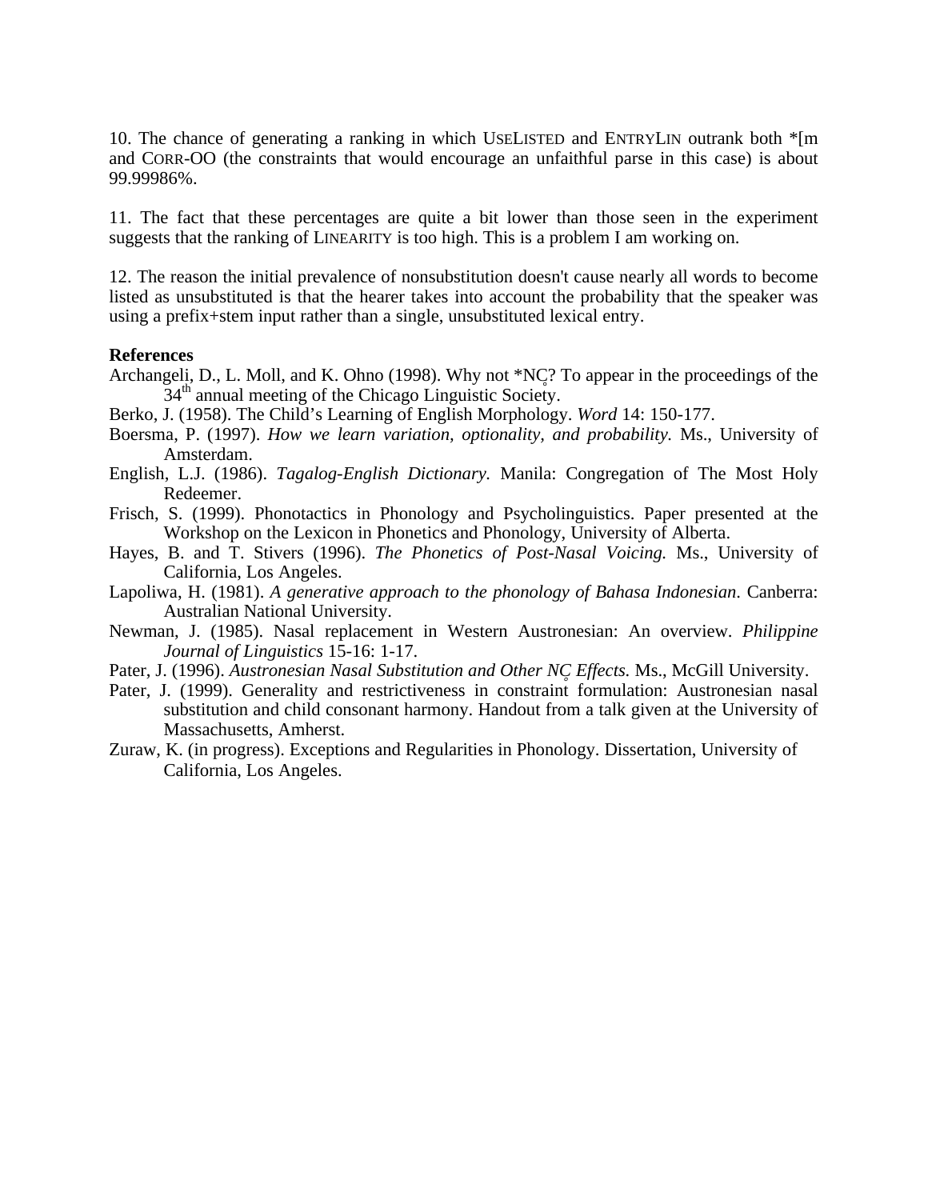10. The chance of generating a ranking in which USELISTED and ENTRYLIN outrank both *[m and CORR-OO (the constraints that would encourage an unfaithful parse in this case) is about 99.99986%.

11. The fact that these percentages are quite a bit lower than those seen in the experiment suggests that the ranking of LINEARITY is too high. This is a problem I am working on.

12. The reason the initial prevalence of nonsubstitution doesn't cause nearly all words to become listed as unsubstituted is that the hearer takes into account the probability that the speaker was using a prefix+stem input rather than a single, unsubstituted lexical entry.

**References**

Archangeli, D., L. Moll, and K. Ohno (1998). Why not *NC̥? To appear in the proceedings of the 34th annual meeting of the Chicago Linguistic Society.

Berko, J. (1958). The Child's Learning of English Morphology. *Word* 14: 150-177.

Boersma, P. (1997). *How we learn variation, optionality, and probability.* Ms., University of Amsterdam.

English, L.J. (1986). *Tagalog-English Dictionary.* Manila: Congregation of The Most Holy Redeemer.

Frisch, S. (1999). Phonotactics in Phonology and Psycholinguistics. Paper presented at the Workshop on the Lexicon in Phonetics and Phonology, University of Alberta.

Hayes, B. and T. Stivers (1996). *The Phonetics of Post-Nasal Voicing.* Ms., University of California, Los Angeles.

Lapoliwa, H. (1981). *A generative approach to the phonology of Bahasa Indonesian*. Canberra: Australian National University.

Newman, J. (1985). Nasal replacement in Western Austronesian: An overview. *Philippine Journal of Linguistics* 15-16: 1-17.

Pater, J. (1996). *Austronesian Nasal Substitution and Other NC̥ Effects.* Ms., McGill University.

Pater, J. (1999). Generality and restrictiveness in constraint formulation: Austronesian nasal substitution and child consonant harmony. Handout from a talk given at the University of Massachusetts, Amherst.

Zuraw, K. (in progress). Exceptions and Regularities in Phonology. Dissertation, University of California, Los Angeles.